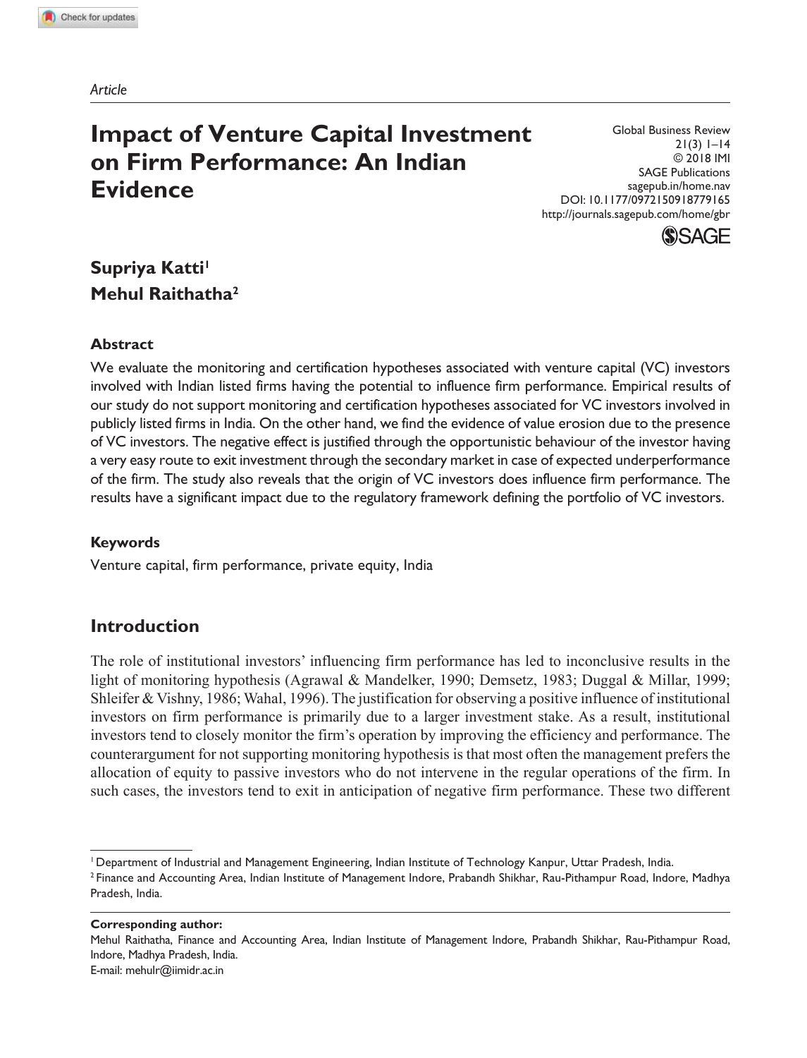*Article*

# Impact of Venture Capital Investment on Firm Performance: An Indian Evidence

Global Business Review
21(3) 1–14
© 2018 IMI
SAGE Publications
sagepub.in/home.nav
DOI: 10.1177/0972150918779165
http://journals.sagepub.com/home/gbr

**Supriya Katti**[1]
**Mehul Raithatha**[2]

### Abstract

We evaluate the monitoring and certification hypotheses associated with venture capital (VC) investors involved with Indian listed firms having the potential to influence firm performance. Empirical results of our study do not support monitoring and certification hypotheses associated for VC investors involved in publicly listed firms in India. On the other hand, we find the evidence of value erosion due to the presence of VC investors. The negative effect is justified through the opportunistic behaviour of the investor having a very easy route to exit investment through the secondary market in case of expected underperformance of the firm. The study also reveals that the origin of VC investors does influence firm performance. The results have a significant impact due to the regulatory framework defining the portfolio of VC investors.

### Keywords

Venture capital, firm performance, private equity, India

## Introduction

The role of institutional investors' influencing firm performance has led to inconclusive results in the light of monitoring hypothesis (Agrawal & Mandelker, 1990; Demsetz, 1983; Duggal & Millar, 1999; Shleifer & Vishny, 1986; Wahal, 1996). The justification for observing a positive influence of institutional investors on firm performance is primarily due to a larger investment stake. As a result, institutional investors tend to closely monitor the firm's operation by improving the efficiency and performance. The counterargument for not supporting monitoring hypothesis is that most often the management prefers the allocation of equity to passive investors who do not intervene in the regular operations of the firm. In such cases, the investors tend to exit in anticipation of negative firm performance. These two different

---

[1] Department of Industrial and Management Engineering, Indian Institute of Technology Kanpur, Uttar Pradesh, India.
[2] Finance and Accounting Area, Indian Institute of Management Indore, Prabandh Shikhar, Rau-Pithampur Road, Indore, Madhya Pradesh, India.

**Corresponding author:**
Mehul Raithatha, Finance and Accounting Area, Indian Institute of Management Indore, Prabandh Shikhar, Rau-Pithampur Road, Indore, Madhya Pradesh, India.
E-mail: mehulr@iimidr.ac.in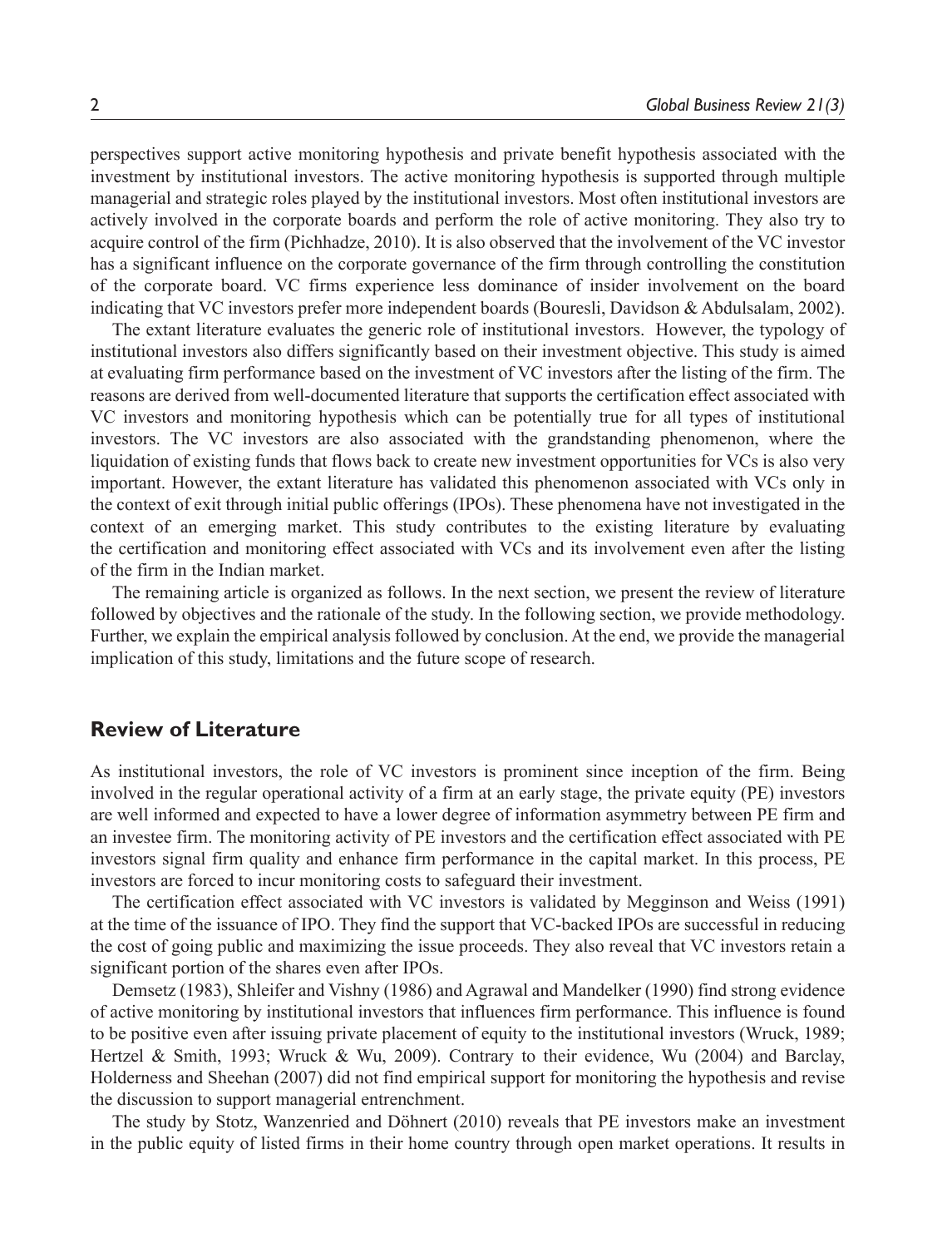perspectives support active monitoring hypothesis and private benefit hypothesis associated with the investment by institutional investors. The active monitoring hypothesis is supported through multiple managerial and strategic roles played by the institutional investors. Most often institutional investors are actively involved in the corporate boards and perform the role of active monitoring. They also try to acquire control of the firm (Pichhadze, 2010). It is also observed that the involvement of the VC investor has a significant influence on the corporate governance of the firm through controlling the constitution of the corporate board. VC firms experience less dominance of insider involvement on the board indicating that VC investors prefer more independent boards (Bouresli, Davidson & Abdulsalam, 2002).

The extant literature evaluates the generic role of institutional investors. However, the typology of institutional investors also differs significantly based on their investment objective. This study is aimed at evaluating firm performance based on the investment of VC investors after the listing of the firm. The reasons are derived from well-documented literature that supports the certification effect associated with VC investors and monitoring hypothesis which can be potentially true for all types of institutional investors. The VC investors are also associated with the grandstanding phenomenon, where the liquidation of existing funds that flows back to create new investment opportunities for VCs is also very important. However, the extant literature has validated this phenomenon associated with VCs only in the context of exit through initial public offerings (IPOs). These phenomena have not investigated in the context of an emerging market. This study contributes to the existing literature by evaluating the certification and monitoring effect associated with VCs and its involvement even after the listing of the firm in the Indian market.

The remaining article is organized as follows. In the next section, we present the review of literature followed by objectives and the rationale of the study. In the following section, we provide methodology. Further, we explain the empirical analysis followed by conclusion. At the end, we provide the managerial implication of this study, limitations and the future scope of research.

## Review of Literature

As institutional investors, the role of VC investors is prominent since inception of the firm. Being involved in the regular operational activity of a firm at an early stage, the private equity (PE) investors are well informed and expected to have a lower degree of information asymmetry between PE firm and an investee firm. The monitoring activity of PE investors and the certification effect associated with PE investors signal firm quality and enhance firm performance in the capital market. In this process, PE investors are forced to incur monitoring costs to safeguard their investment.

The certification effect associated with VC investors is validated by Megginson and Weiss (1991) at the time of the issuance of IPO. They find the support that VC-backed IPOs are successful in reducing the cost of going public and maximizing the issue proceeds. They also reveal that VC investors retain a significant portion of the shares even after IPOs.

Demsetz (1983), Shleifer and Vishny (1986) and Agrawal and Mandelker (1990) find strong evidence of active monitoring by institutional investors that influences firm performance. This influence is found to be positive even after issuing private placement of equity to the institutional investors (Wruck, 1989; Hertzel & Smith, 1993; Wruck & Wu, 2009). Contrary to their evidence, Wu (2004) and Barclay, Holderness and Sheehan (2007) did not find empirical support for monitoring the hypothesis and revise the discussion to support managerial entrenchment.

The study by Stotz, Wanzenried and Döhnert (2010) reveals that PE investors make an investment in the public equity of listed firms in their home country through open market operations. It results in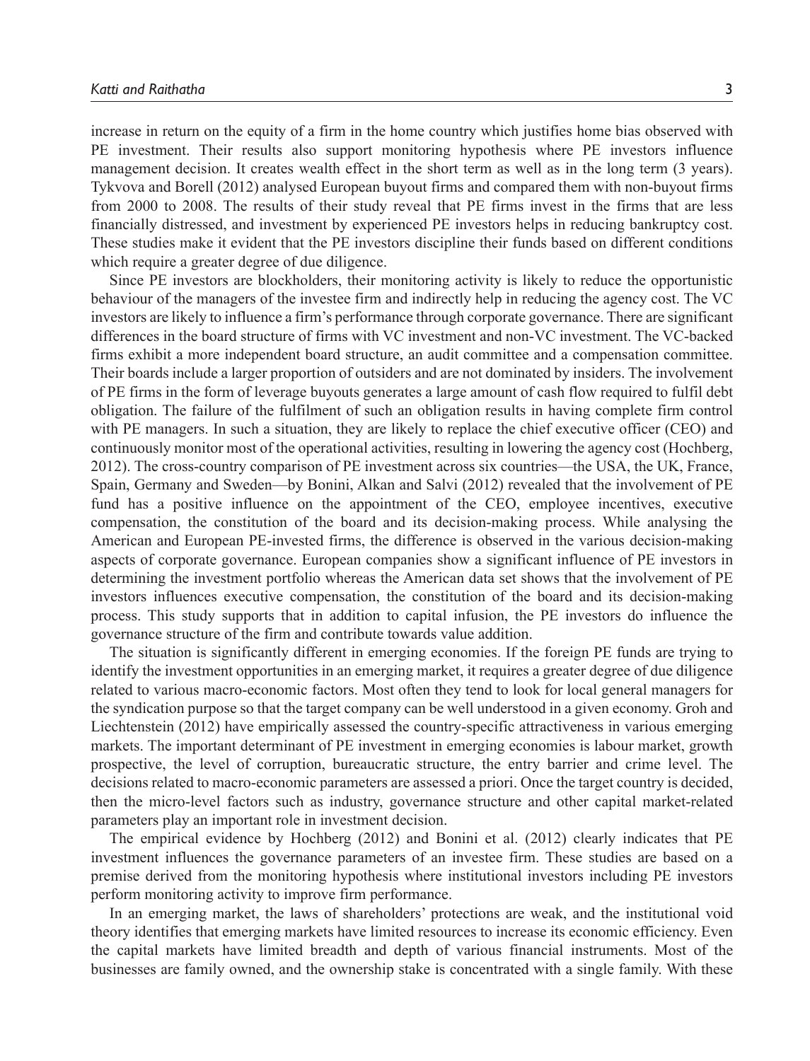increase in return on the equity of a firm in the home country which justifies home bias observed with PE investment. Their results also support monitoring hypothesis where PE investors influence management decision. It creates wealth effect in the short term as well as in the long term (3 years). Tykvova and Borell (2012) analysed European buyout firms and compared them with non-buyout firms from 2000 to 2008. The results of their study reveal that PE firms invest in the firms that are less financially distressed, and investment by experienced PE investors helps in reducing bankruptcy cost. These studies make it evident that the PE investors discipline their funds based on different conditions which require a greater degree of due diligence.

Since PE investors are blockholders, their monitoring activity is likely to reduce the opportunistic behaviour of the managers of the investee firm and indirectly help in reducing the agency cost. The VC investors are likely to influence a firm's performance through corporate governance. There are significant differences in the board structure of firms with VC investment and non-VC investment. The VC-backed firms exhibit a more independent board structure, an audit committee and a compensation committee. Their boards include a larger proportion of outsiders and are not dominated by insiders. The involvement of PE firms in the form of leverage buyouts generates a large amount of cash flow required to fulfil debt obligation. The failure of the fulfilment of such an obligation results in having complete firm control with PE managers. In such a situation, they are likely to replace the chief executive officer (CEO) and continuously monitor most of the operational activities, resulting in lowering the agency cost (Hochberg, 2012). The cross-country comparison of PE investment across six countries—the USA, the UK, France, Spain, Germany and Sweden—by Bonini, Alkan and Salvi (2012) revealed that the involvement of PE fund has a positive influence on the appointment of the CEO, employee incentives, executive compensation, the constitution of the board and its decision-making process. While analysing the American and European PE-invested firms, the difference is observed in the various decision-making aspects of corporate governance. European companies show a significant influence of PE investors in determining the investment portfolio whereas the American data set shows that the involvement of PE investors influences executive compensation, the constitution of the board and its decision-making process. This study supports that in addition to capital infusion, the PE investors do influence the governance structure of the firm and contribute towards value addition.

The situation is significantly different in emerging economies. If the foreign PE funds are trying to identify the investment opportunities in an emerging market, it requires a greater degree of due diligence related to various macro-economic factors. Most often they tend to look for local general managers for the syndication purpose so that the target company can be well understood in a given economy. Groh and Liechtenstein (2012) have empirically assessed the country-specific attractiveness in various emerging markets. The important determinant of PE investment in emerging economies is labour market, growth prospective, the level of corruption, bureaucratic structure, the entry barrier and crime level. The decisions related to macro-economic parameters are assessed a priori. Once the target country is decided, then the micro-level factors such as industry, governance structure and other capital market-related parameters play an important role in investment decision.

The empirical evidence by Hochberg (2012) and Bonini et al. (2012) clearly indicates that PE investment influences the governance parameters of an investee firm. These studies are based on a premise derived from the monitoring hypothesis where institutional investors including PE investors perform monitoring activity to improve firm performance.

In an emerging market, the laws of shareholders' protections are weak, and the institutional void theory identifies that emerging markets have limited resources to increase its economic efficiency. Even the capital markets have limited breadth and depth of various financial instruments. Most of the businesses are family owned, and the ownership stake is concentrated with a single family. With these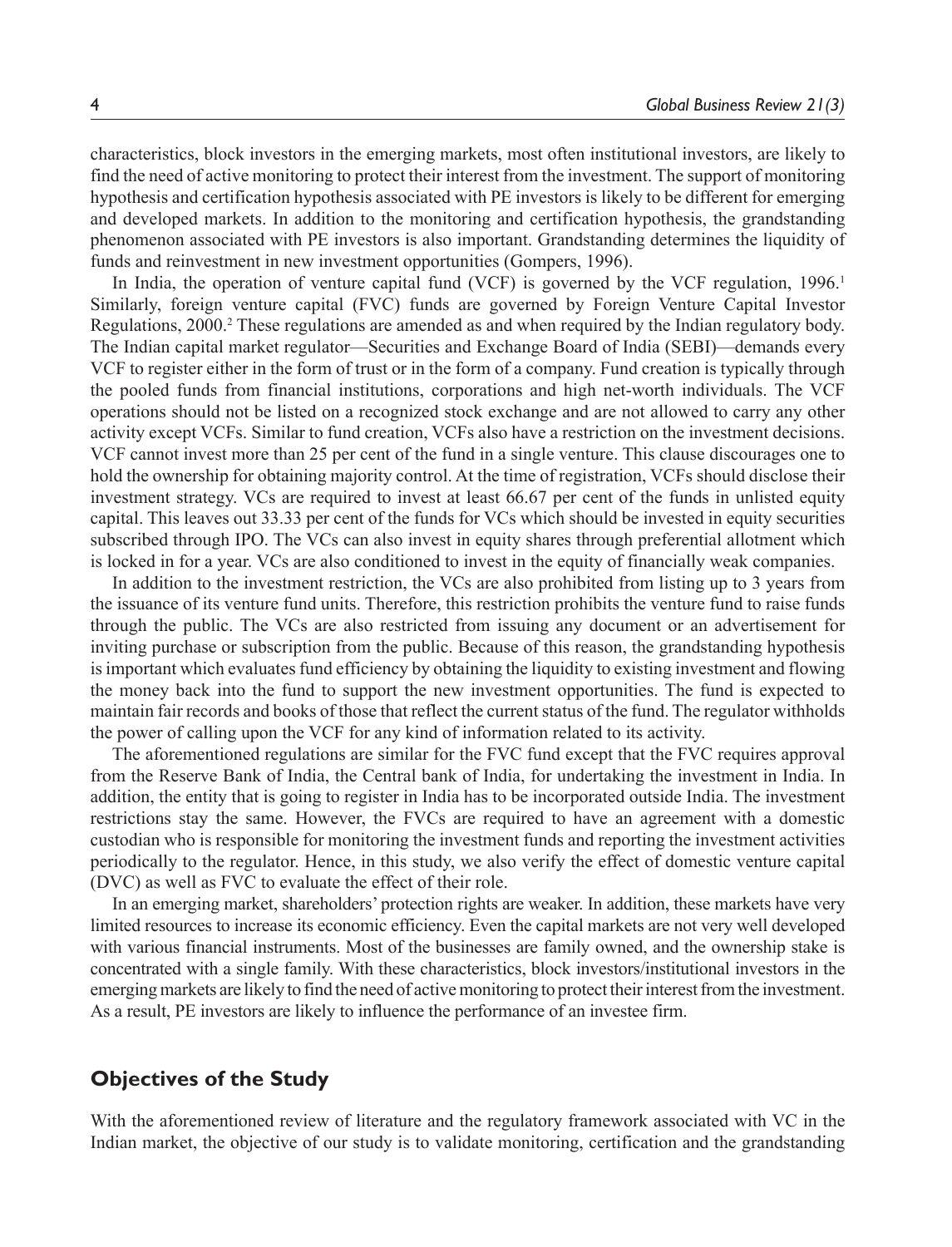characteristics, block investors in the emerging markets, most often institutional investors, are likely to find the need of active monitoring to protect their interest from the investment. The support of monitoring hypothesis and certification hypothesis associated with PE investors is likely to be different for emerging and developed markets. In addition to the monitoring and certification hypothesis, the grandstanding phenomenon associated with PE investors is also important. Grandstanding determines the liquidity of funds and reinvestment in new investment opportunities (Gompers, 1996).

In India, the operation of venture capital fund (VCF) is governed by the VCF regulation, 1996.[1] Similarly, foreign venture capital (FVC) funds are governed by Foreign Venture Capital Investor Regulations, 2000.[2] These regulations are amended as and when required by the Indian regulatory body. The Indian capital market regulator—Securities and Exchange Board of India (SEBI)—demands every VCF to register either in the form of trust or in the form of a company. Fund creation is typically through the pooled funds from financial institutions, corporations and high net-worth individuals. The VCF operations should not be listed on a recognized stock exchange and are not allowed to carry any other activity except VCFs. Similar to fund creation, VCFs also have a restriction on the investment decisions. VCF cannot invest more than 25 per cent of the fund in a single venture. This clause discourages one to hold the ownership for obtaining majority control. At the time of registration, VCFs should disclose their investment strategy. VCs are required to invest at least 66.67 per cent of the funds in unlisted equity capital. This leaves out 33.33 per cent of the funds for VCs which should be invested in equity securities subscribed through IPO. The VCs can also invest in equity shares through preferential allotment which is locked in for a year. VCs are also conditioned to invest in the equity of financially weak companies.

In addition to the investment restriction, the VCs are also prohibited from listing up to 3 years from the issuance of its venture fund units. Therefore, this restriction prohibits the venture fund to raise funds through the public. The VCs are also restricted from issuing any document or an advertisement for inviting purchase or subscription from the public. Because of this reason, the grandstanding hypothesis is important which evaluates fund efficiency by obtaining the liquidity to existing investment and flowing the money back into the fund to support the new investment opportunities. The fund is expected to maintain fair records and books of those that reflect the current status of the fund. The regulator withholds the power of calling upon the VCF for any kind of information related to its activity.

The aforementioned regulations are similar for the FVC fund except that the FVC requires approval from the Reserve Bank of India, the Central bank of India, for undertaking the investment in India. In addition, the entity that is going to register in India has to be incorporated outside India. The investment restrictions stay the same. However, the FVCs are required to have an agreement with a domestic custodian who is responsible for monitoring the investment funds and reporting the investment activities periodically to the regulator. Hence, in this study, we also verify the effect of domestic venture capital (DVC) as well as FVC to evaluate the effect of their role.

In an emerging market, shareholders' protection rights are weaker. In addition, these markets have very limited resources to increase its economic efficiency. Even the capital markets are not very well developed with various financial instruments. Most of the businesses are family owned, and the ownership stake is concentrated with a single family. With these characteristics, block investors/institutional investors in the emerging markets are likely to find the need of active monitoring to protect their interest from the investment. As a result, PE investors are likely to influence the performance of an investee firm.

## Objectives of the Study

With the aforementioned review of literature and the regulatory framework associated with VC in the Indian market, the objective of our study is to validate monitoring, certification and the grandstanding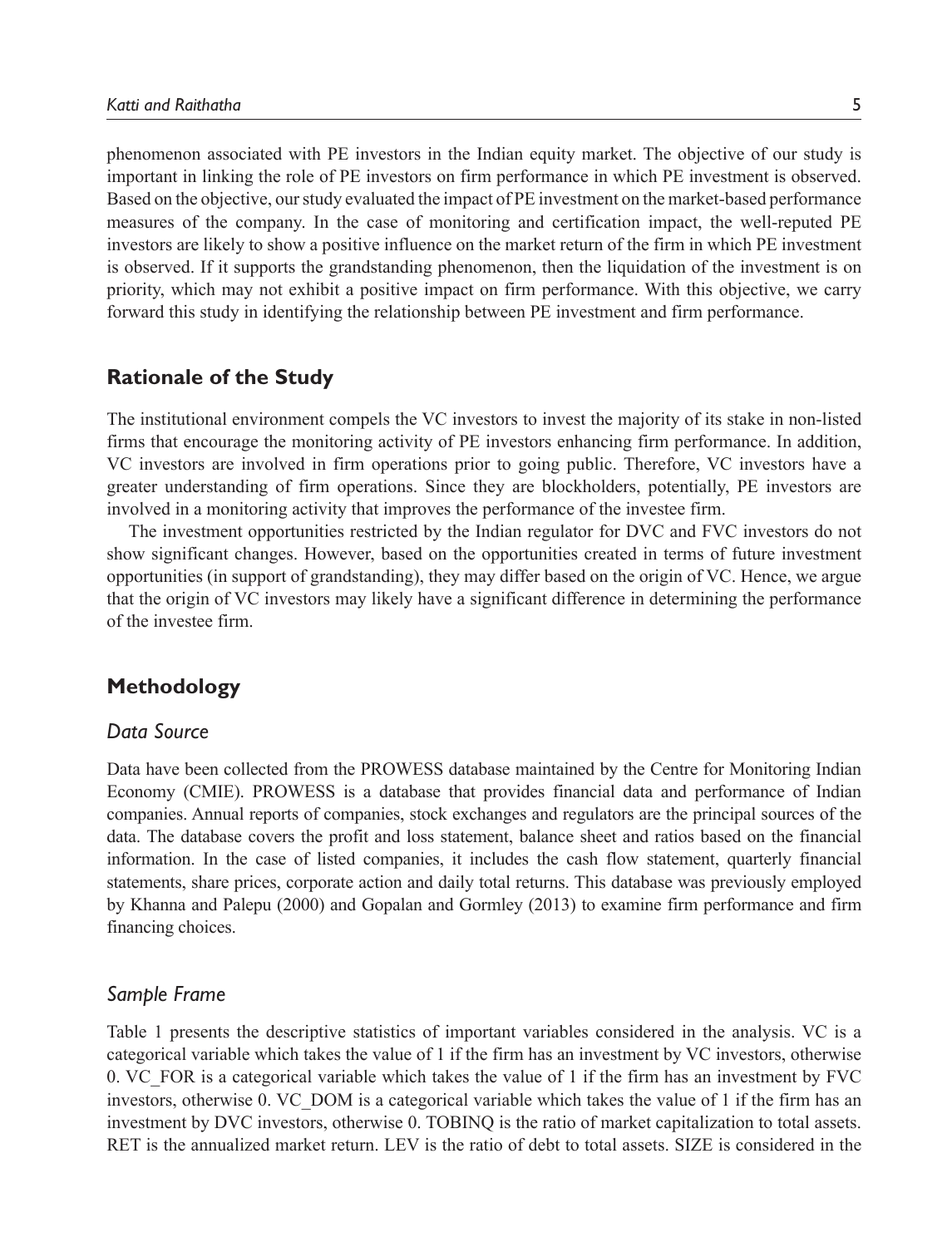phenomenon associated with PE investors in the Indian equity market. The objective of our study is important in linking the role of PE investors on firm performance in which PE investment is observed. Based on the objective, our study evaluated the impact of PE investment on the market-based performance measures of the company. In the case of monitoring and certification impact, the well-reputed PE investors are likely to show a positive influence on the market return of the firm in which PE investment is observed. If it supports the grandstanding phenomenon, then the liquidation of the investment is on priority, which may not exhibit a positive impact on firm performance. With this objective, we carry forward this study in identifying the relationship between PE investment and firm performance.

## Rationale of the Study

The institutional environment compels the VC investors to invest the majority of its stake in non-listed firms that encourage the monitoring activity of PE investors enhancing firm performance. In addition, VC investors are involved in firm operations prior to going public. Therefore, VC investors have a greater understanding of firm operations. Since they are blockholders, potentially, PE investors are involved in a monitoring activity that improves the performance of the investee firm.

The investment opportunities restricted by the Indian regulator for DVC and FVC investors do not show significant changes. However, based on the opportunities created in terms of future investment opportunities (in support of grandstanding), they may differ based on the origin of VC. Hence, we argue that the origin of VC investors may likely have a significant difference in determining the performance of the investee firm.

## Methodology

### *Data Source*

Data have been collected from the PROWESS database maintained by the Centre for Monitoring Indian Economy (CMIE). PROWESS is a database that provides financial data and performance of Indian companies. Annual reports of companies, stock exchanges and regulators are the principal sources of the data. The database covers the profit and loss statement, balance sheet and ratios based on the financial information. In the case of listed companies, it includes the cash flow statement, quarterly financial statements, share prices, corporate action and daily total returns. This database was previously employed by Khanna and Palepu (2000) and Gopalan and Gormley (2013) to examine firm performance and firm financing choices.

### *Sample Frame*

Table 1 presents the descriptive statistics of important variables considered in the analysis. VC is a categorical variable which takes the value of 1 if the firm has an investment by VC investors, otherwise 0. VC_FOR is a categorical variable which takes the value of 1 if the firm has an investment by FVC investors, otherwise 0. VC_DOM is a categorical variable which takes the value of 1 if the firm has an investment by DVC investors, otherwise 0. TOBINQ is the ratio of market capitalization to total assets. RET is the annualized market return. LEV is the ratio of debt to total assets. SIZE is considered in the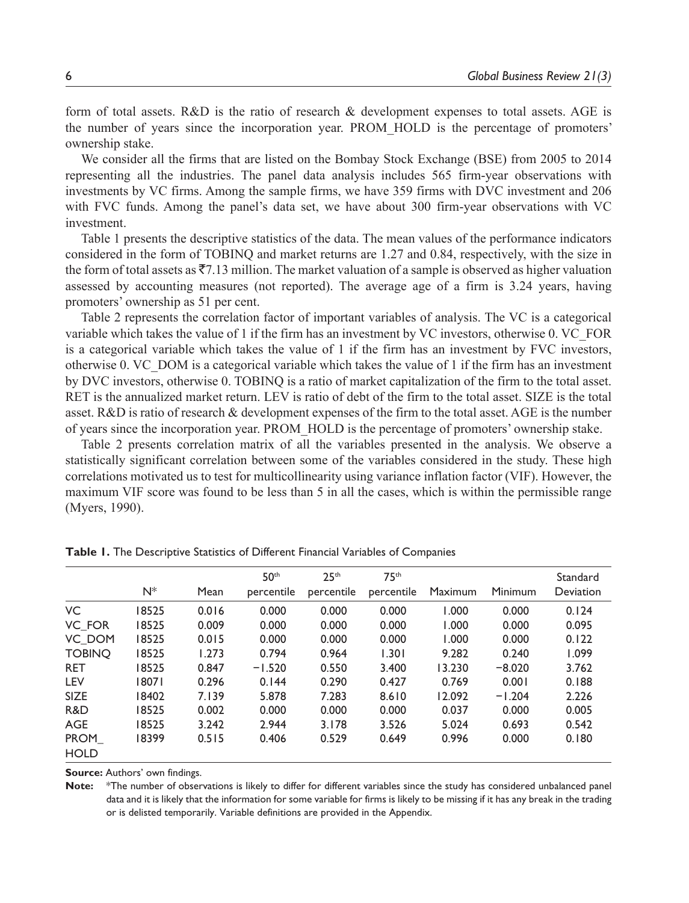form of total assets. R&D is the ratio of research & development expenses to total assets. AGE is the number of years since the incorporation year. PROM_HOLD is the percentage of promoters' ownership stake.

We consider all the firms that are listed on the Bombay Stock Exchange (BSE) from 2005 to 2014 representing all the industries. The panel data analysis includes 565 firm-year observations with investments by VC firms. Among the sample firms, we have 359 firms with DVC investment and 206 with FVC funds. Among the panel's data set, we have about 300 firm-year observations with VC investment.

Table 1 presents the descriptive statistics of the data. The mean values of the performance indicators considered in the form of TOBINQ and market returns are 1.27 and 0.84, respectively, with the size in the form of total assets as ₹7.13 million. The market valuation of a sample is observed as higher valuation assessed by accounting measures (not reported). The average age of a firm is 3.24 years, having promoters' ownership as 51 per cent.

Table 2 represents the correlation factor of important variables of analysis. The VC is a categorical variable which takes the value of 1 if the firm has an investment by VC investors, otherwise 0. VC_FOR is a categorical variable which takes the value of 1 if the firm has an investment by FVC investors, otherwise 0. VC_DOM is a categorical variable which takes the value of 1 if the firm has an investment by DVC investors, otherwise 0. TOBINQ is a ratio of market capitalization of the firm to the total asset. RET is the annualized market return. LEV is ratio of debt of the firm to the total asset. SIZE is the total asset. R&D is ratio of research & development expenses of the firm to the total asset. AGE is the number of years since the incorporation year. PROM_HOLD is the percentage of promoters' ownership stake.

Table 2 presents correlation matrix of all the variables presented in the analysis. We observe a statistically significant correlation between some of the variables considered in the study. These high correlations motivated us to test for multicollinearity using variance inflation factor (VIF). However, the maximum VIF score was found to be less than 5 in all the cases, which is within the permissible range (Myers, 1990).

**Table 1.** The Descriptive Statistics of Different Financial Variables of Companies

| | N* | Mean | 50th percentile | 25th percentile | 75th percentile | Maximum | Minimum | Standard Deviation |
|---|---|---|---|---|---|---|---|---|
| VC | 18525 | 0.016 | 0.000 | 0.000 | 0.000 | 1.000 | 0.000 | 0.124 |
| VC_FOR | 18525 | 0.009 | 0.000 | 0.000 | 0.000 | 1.000 | 0.000 | 0.095 |
| VC_DOM | 18525 | 0.015 | 0.000 | 0.000 | 0.000 | 1.000 | 0.000 | 0.122 |
| TOBINQ | 18525 | 1.273 | 0.794 | 0.964 | 1.301 | 9.282 | 0.240 | 1.099 |
| RET | 18525 | 0.847 | −1.520 | 0.550 | 3.400 | 13.230 | −8.020 | 3.762 |
| LEV | 18071 | 0.296 | 0.144 | 0.290 | 0.427 | 0.769 | 0.001 | 0.188 |
| SIZE | 18402 | 7.139 | 5.878 | 7.283 | 8.610 | 12.092 | −1.204 | 2.226 |
| R&D | 18525 | 0.002 | 0.000 | 0.000 | 0.000 | 0.037 | 0.000 | 0.005 |
| AGE | 18525 | 3.242 | 2.944 | 3.178 | 3.526 | 5.024 | 0.693 | 0.542 |
| PROM_HOLD | 18399 | 0.515 | 0.406 | 0.529 | 0.649 | 0.996 | 0.000 | 0.180 |

**Source:** Authors' own findings.

**Note:** *The number of observations is likely to differ for different variables since the study has considered unbalanced panel data and it is likely that the information for some variable for firms is likely to be missing if it has any break in the trading or is delisted temporarily. Variable definitions are provided in the Appendix.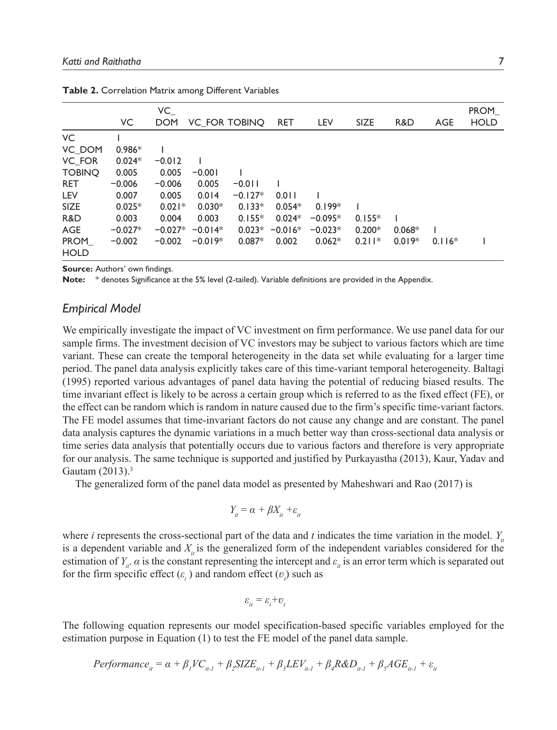**Table 2.** Correlation Matrix among Different Variables

| | VC | VC_DOM | VC_FOR | TOBINQ | RET | LEV | SIZE | R&D | AGE | PROM_HOLD |
|---|---|---|---|---|---|---|---|---|---|---|
| VC | 1 | | | | | | | | | |
| VC_DOM | 0.986* | 1 | | | | | | | | |
| VC_FOR | 0.024* | −0.012 | 1 | | | | | | | |
| TOBINQ | 0.005 | 0.005 | −0.001 | 1 | | | | | | |
| RET | −0.006 | −0.006 | 0.005 | −0.011 | 1 | | | | | |
| LEV | 0.007 | 0.005 | 0.014 | −0.127* | 0.011 | 1 | | | | |
| SIZE | 0.025* | 0.021* | 0.030* | 0.133* | 0.054* | 0.199* | 1 | | | |
| R&D | 0.003 | 0.004 | 0.003 | 0.155* | 0.024* | −0.095* | 0.155* | 1 | | |
| AGE | −0.027* | −0.027* | −0.014* | 0.023* | −0.016* | −0.023* | 0.200* | 0.068* | 1 | |
| PROM_HOLD | −0.002 | −0.002 | −0.019* | 0.087* | 0.002 | 0.062* | 0.211* | 0.019* | 0.116* | 1 |

**Source:** Authors' own findings.

**Note:** * denotes Significance at the 5% level (2-tailed). Variable definitions are provided in the Appendix.

## *Empirical Model*

We empirically investigate the impact of VC investment on firm performance. We use panel data for our sample firms. The investment decision of VC investors may be subject to various factors which are time variant. These can create the temporal heterogeneity in the data set while evaluating for a larger time period. The panel data analysis explicitly takes care of this time-variant temporal heterogeneity. Baltagi (1995) reported various advantages of panel data having the potential of reducing biased results. The time invariant effect is likely to be across a certain group which is referred to as the fixed effect (FE), or the effect can be random which is random in nature caused due to the firm's specific time-variant factors. The FE model assumes that time-invariant factors do not cause any change and are constant. The panel data analysis captures the dynamic variations in a much better way than cross-sectional data analysis or time series data analysis that potentially occurs due to various factors and therefore is very appropriate for our analysis. The same technique is supported and justified by Purkayastha (2013), Kaur, Yadav and Gautam (2013).[3]

The generalized form of the panel data model as presented by Maheshwari and Rao (2017) is

$$Y_{it} = \alpha + \beta X_{it} + \varepsilon_{it}$$

where *i* represents the cross-sectional part of the data and *t* indicates the time variation in the model. $Y_{it}$ is a dependent variable and $X_{it}$ is the generalized form of the independent variables considered for the estimation of $Y_{it}$. $\alpha$ is the constant representing the intercept and $\varepsilon_{it}$ is an error term which is separated out for the firm specific effect ($\varepsilon_i$) and random effect ($v_t$) such as

$$\varepsilon_{it} = \varepsilon_i + v_t$$

The following equation represents our model specification-based specific variables employed for the estimation purpose in Equation (1) to test the FE model of the panel data sample.

$$Performance_{it} = \alpha + \beta_1 VC_{it-1} + \beta_2 SIZE_{it-1} + \beta_3 LEV_{it-1} + \beta_4 R\&D_{it-1} + \beta_5 AGE_{it-1} + \varepsilon_{it}$$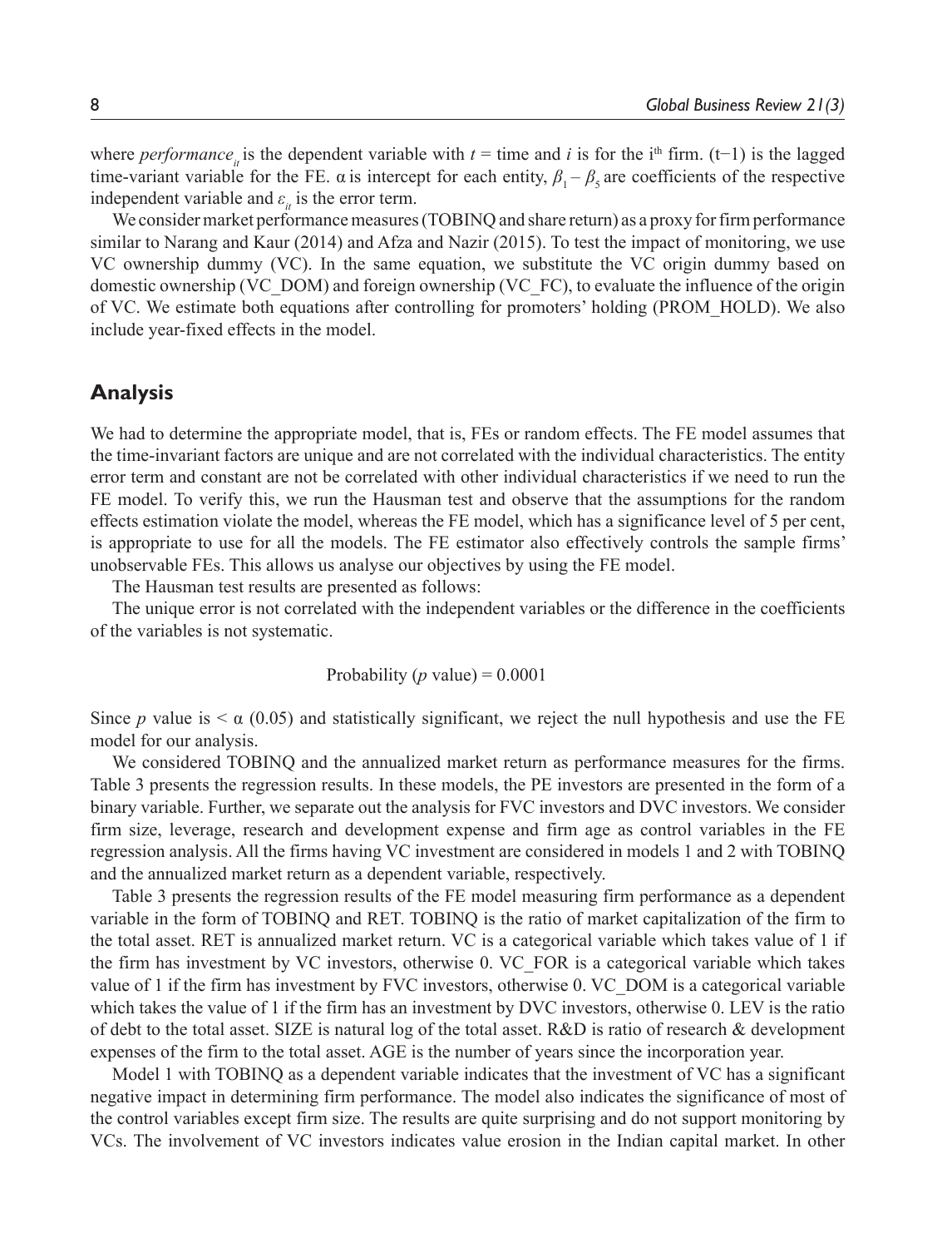where $performance_{it}$ is the dependent variable with $t$ = time and $i$ is for the i[th] firm. $(t-1)$ is the lagged time-variant variable for the FE. $\alpha$ is intercept for each entity, $\beta_1 - \beta_5$ are coefficients of the respective independent variable and $\varepsilon_{it}$ is the error term.

We consider market performance measures (TOBINQ and share return) as a proxy for firm performance similar to Narang and Kaur (2014) and Afza and Nazir (2015). To test the impact of monitoring, we use VC ownership dummy (VC). In the same equation, we substitute the VC origin dummy based on domestic ownership (VC_DOM) and foreign ownership (VC_FC), to evaluate the influence of the origin of VC. We estimate both equations after controlling for promoters' holding (PROM_HOLD). We also include year-fixed effects in the model.

## Analysis

We had to determine the appropriate model, that is, FEs or random effects. The FE model assumes that the time-invariant factors are unique and are not correlated with the individual characteristics. The entity error term and constant are not be correlated with other individual characteristics if we need to run the FE model. To verify this, we run the Hausman test and observe that the assumptions for the random effects estimation violate the model, whereas the FE model, which has a significance level of 5 per cent, is appropriate to use for all the models. The FE estimator also effectively controls the sample firms' unobservable FEs. This allows us analyse our objectives by using the FE model.

The Hausman test results are presented as follows:

The unique error is not correlated with the independent variables or the difference in the coefficients of the variables is not systematic.

$$\text{Probability } (p \text{ value}) = 0.0001$$

Since $p$ value is $< \alpha$ (0.05) and statistically significant, we reject the null hypothesis and use the FE model for our analysis.

We considered TOBINQ and the annualized market return as performance measures for the firms. Table 3 presents the regression results. In these models, the PE investors are presented in the form of a binary variable. Further, we separate out the analysis for FVC investors and DVC investors. We consider firm size, leverage, research and development expense and firm age as control variables in the FE regression analysis. All the firms having VC investment are considered in models 1 and 2 with TOBINQ and the annualized market return as a dependent variable, respectively.

Table 3 presents the regression results of the FE model measuring firm performance as a dependent variable in the form of TOBINQ and RET. TOBINQ is the ratio of market capitalization of the firm to the total asset. RET is annualized market return. VC is a categorical variable which takes value of 1 if the firm has investment by VC investors, otherwise 0. VC_FOR is a categorical variable which takes value of 1 if the firm has investment by FVC investors, otherwise 0. VC_DOM is a categorical variable which takes the value of 1 if the firm has an investment by DVC investors, otherwise 0. LEV is the ratio of debt to the total asset. SIZE is natural log of the total asset. R&D is ratio of research & development expenses of the firm to the total asset. AGE is the number of years since the incorporation year.

Model 1 with TOBINQ as a dependent variable indicates that the investment of VC has a significant negative impact in determining firm performance. The model also indicates the significance of most of the control variables except firm size. The results are quite surprising and do not support monitoring by VCs. The involvement of VC investors indicates value erosion in the Indian capital market. In other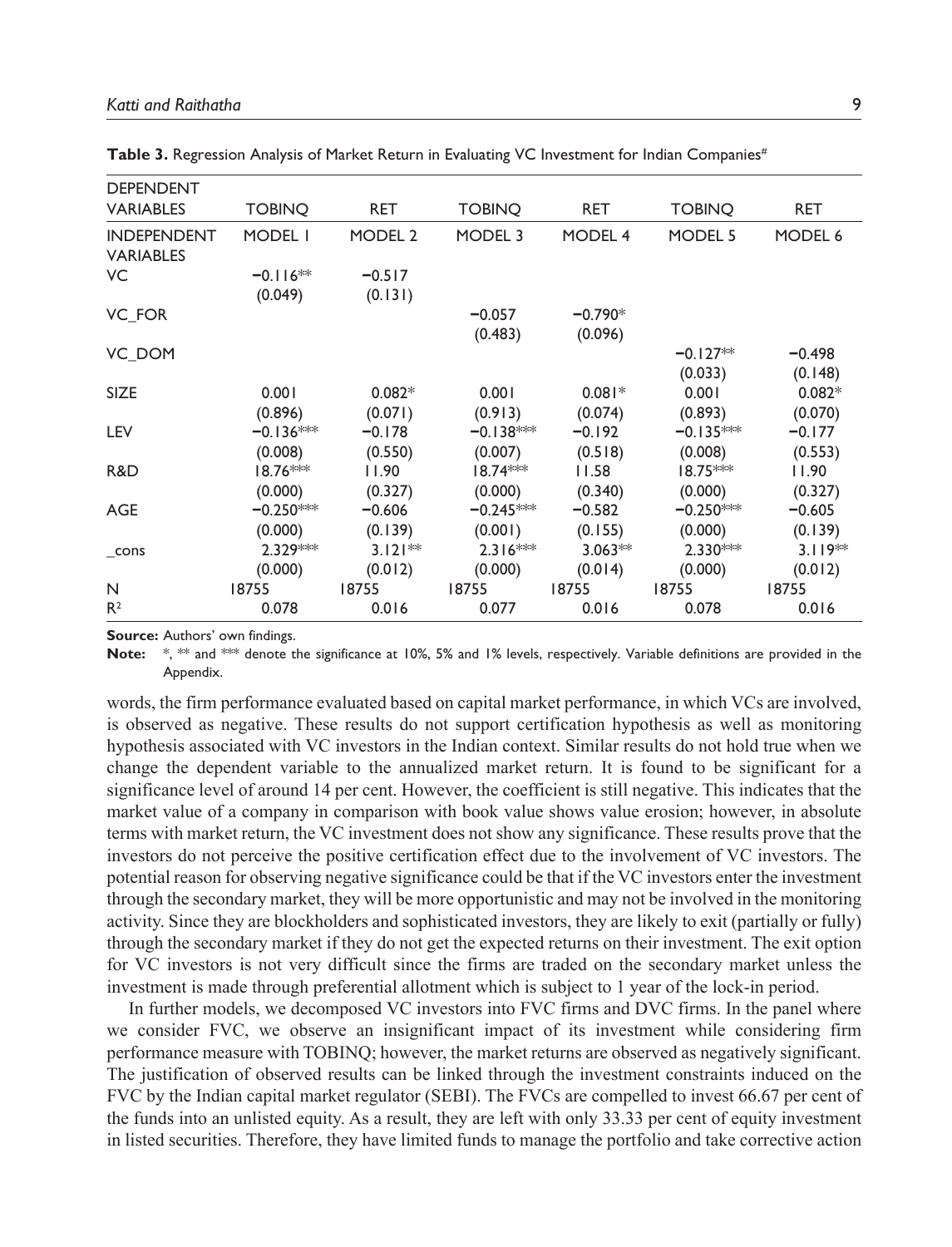**Table 3.** Regression Analysis of Market Return in Evaluating VC Investment for Indian Companies#

| DEPENDENT VARIABLES | TOBINQ | RET | TOBINQ | RET | TOBINQ | RET |
|---|---|---|---|---|---|---|
| INDEPENDENT VARIABLES | MODEL 1 | MODEL 2 | MODEL 3 | MODEL 4 | MODEL 5 | MODEL 6 |
| VC | −0.116** | −0.517 | | | | |
| | (0.049) | (0.131) | | | | |
| VC_FOR | | | −0.057 | −0.790* | | |
| | | | (0.483) | (0.096) | | |
| VC_DOM | | | | | −0.127** | −0.498 |
| | | | | | (0.033) | (0.148) |
| SIZE | 0.001 | 0.082* | 0.001 | 0.081* | 0.001 | 0.082* |
| | (0.896) | (0.071) | (0.913) | (0.074) | (0.893) | (0.070) |
| LEV | −0.136*** | −0.178 | −0.138*** | −0.192 | −0.135*** | −0.177 |
| | (0.008) | (0.550) | (0.007) | (0.518) | (0.008) | (0.553) |
| R&D | 18.76*** | 11.90 | 18.74*** | 11.58 | 18.75*** | 11.90 |
| | (0.000) | (0.327) | (0.000) | (0.340) | (0.000) | (0.327) |
| AGE | −0.250*** | −0.606 | −0.245*** | −0.582 | −0.250*** | −0.605 |
| | (0.000) | (0.139) | (0.001) | (0.155) | (0.000) | (0.139) |
| _cons | 2.329*** | 3.121** | 2.316*** | 3.063** | 2.330*** | 3.119** |
| | (0.000) | (0.012) | (0.000) | (0.014) | (0.000) | (0.012) |
| N | 18755 | 18755 | 18755 | 18755 | 18755 | 18755 |
| $R^2$ | 0.078 | 0.016 | 0.077 | 0.016 | 0.078 | 0.016 |

**Source:** Authors' own findings.

**Note:** *, ** and *** denote the significance at 10%, 5% and 1% levels, respectively. Variable definitions are provided in the Appendix.

words, the firm performance evaluated based on capital market performance, in which VCs are involved, is observed as negative. These results do not support certification hypothesis as well as monitoring hypothesis associated with VC investors in the Indian context. Similar results do not hold true when we change the dependent variable to the annualized market return. It is found to be significant for a significance level of around 14 per cent. However, the coefficient is still negative. This indicates that the market value of a company in comparison with book value shows value erosion; however, in absolute terms with market return, the VC investment does not show any significance. These results prove that the investors do not perceive the positive certification effect due to the involvement of VC investors. The potential reason for observing negative significance could be that if the VC investors enter the investment through the secondary market, they will be more opportunistic and may not be involved in the monitoring activity. Since they are blockholders and sophisticated investors, they are likely to exit (partially or fully) through the secondary market if they do not get the expected returns on their investment. The exit option for VC investors is not very difficult since the firms are traded on the secondary market unless the investment is made through preferential allotment which is subject to 1 year of the lock-in period.

In further models, we decomposed VC investors into FVC firms and DVC firms. In the panel where we consider FVC, we observe an insignificant impact of its investment while considering firm performance measure with TOBINQ; however, the market returns are observed as negatively significant. The justification of observed results can be linked through the investment constraints induced on the FVC by the Indian capital market regulator (SEBI). The FVCs are compelled to invest 66.67 per cent of the funds into an unlisted equity. As a result, they are left with only 33.33 per cent of equity investment in listed securities. Therefore, they have limited funds to manage the portfolio and take corrective action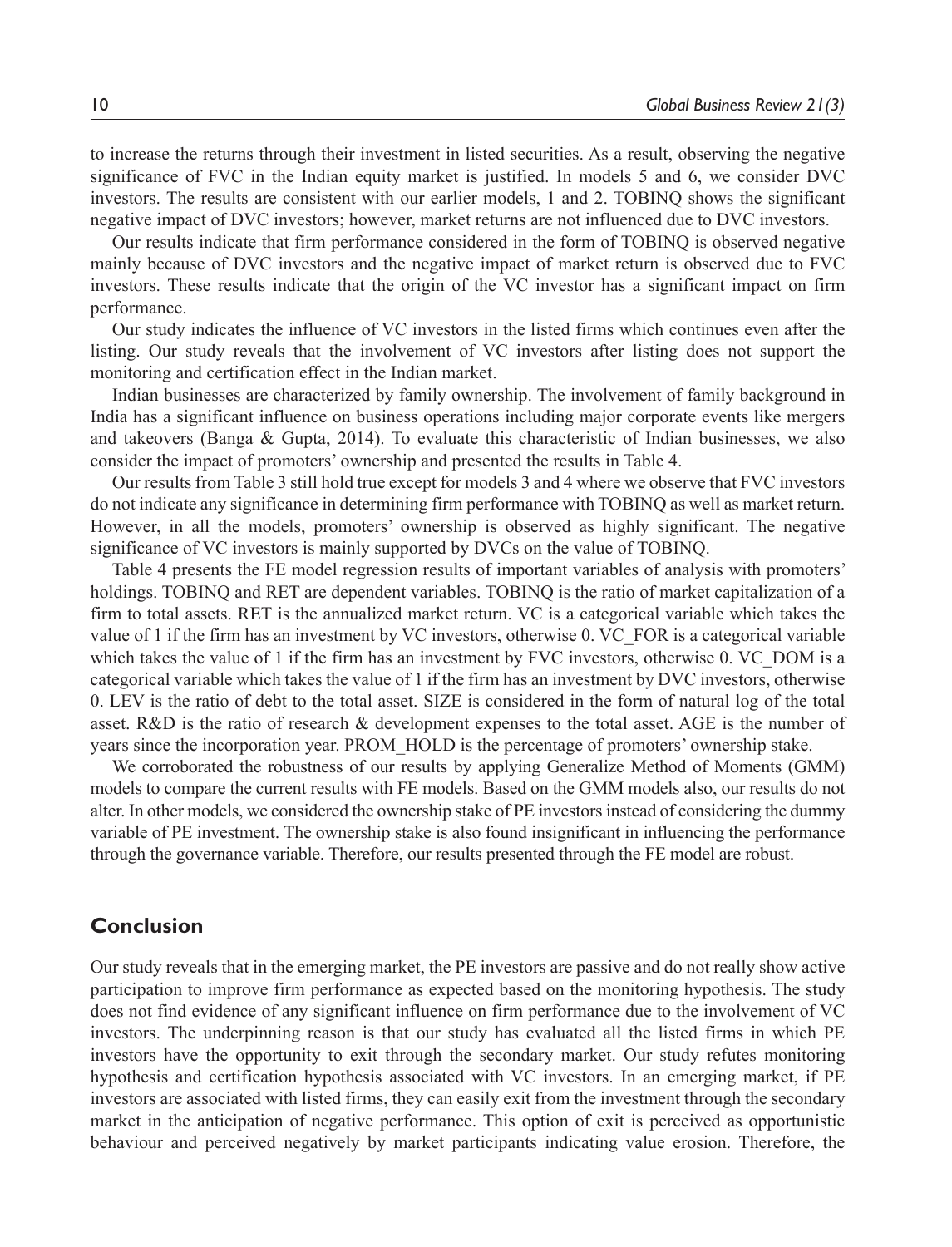to increase the returns through their investment in listed securities. As a result, observing the negative significance of FVC in the Indian equity market is justified. In models 5 and 6, we consider DVC investors. The results are consistent with our earlier models, 1 and 2. TOBINQ shows the significant negative impact of DVC investors; however, market returns are not influenced due to DVC investors.

Our results indicate that firm performance considered in the form of TOBINQ is observed negative mainly because of DVC investors and the negative impact of market return is observed due to FVC investors. These results indicate that the origin of the VC investor has a significant impact on firm performance.

Our study indicates the influence of VC investors in the listed firms which continues even after the listing. Our study reveals that the involvement of VC investors after listing does not support the monitoring and certification effect in the Indian market.

Indian businesses are characterized by family ownership. The involvement of family background in India has a significant influence on business operations including major corporate events like mergers and takeovers (Banga & Gupta, 2014). To evaluate this characteristic of Indian businesses, we also consider the impact of promoters' ownership and presented the results in Table 4.

Our results from Table 3 still hold true except for models 3 and 4 where we observe that FVC investors do not indicate any significance in determining firm performance with TOBINQ as well as market return. However, in all the models, promoters' ownership is observed as highly significant. The negative significance of VC investors is mainly supported by DVCs on the value of TOBINQ.

Table 4 presents the FE model regression results of important variables of analysis with promoters' holdings. TOBINQ and RET are dependent variables. TOBINQ is the ratio of market capitalization of a firm to total assets. RET is the annualized market return. VC is a categorical variable which takes the value of 1 if the firm has an investment by VC investors, otherwise 0. VC_FOR is a categorical variable which takes the value of 1 if the firm has an investment by FVC investors, otherwise 0. VC_DOM is a categorical variable which takes the value of 1 if the firm has an investment by DVC investors, otherwise 0. LEV is the ratio of debt to the total asset. SIZE is considered in the form of natural log of the total asset. R&D is the ratio of research & development expenses to the total asset. AGE is the number of years since the incorporation year. PROM_HOLD is the percentage of promoters' ownership stake.

We corroborated the robustness of our results by applying Generalize Method of Moments (GMM) models to compare the current results with FE models. Based on the GMM models also, our results do not alter. In other models, we considered the ownership stake of PE investors instead of considering the dummy variable of PE investment. The ownership stake is also found insignificant in influencing the performance through the governance variable. Therefore, our results presented through the FE model are robust.

## Conclusion

Our study reveals that in the emerging market, the PE investors are passive and do not really show active participation to improve firm performance as expected based on the monitoring hypothesis. The study does not find evidence of any significant influence on firm performance due to the involvement of VC investors. The underpinning reason is that our study has evaluated all the listed firms in which PE investors have the opportunity to exit through the secondary market. Our study refutes monitoring hypothesis and certification hypothesis associated with VC investors. In an emerging market, if PE investors are associated with listed firms, they can easily exit from the investment through the secondary market in the anticipation of negative performance. This option of exit is perceived as opportunistic behaviour and perceived negatively by market participants indicating value erosion. Therefore, the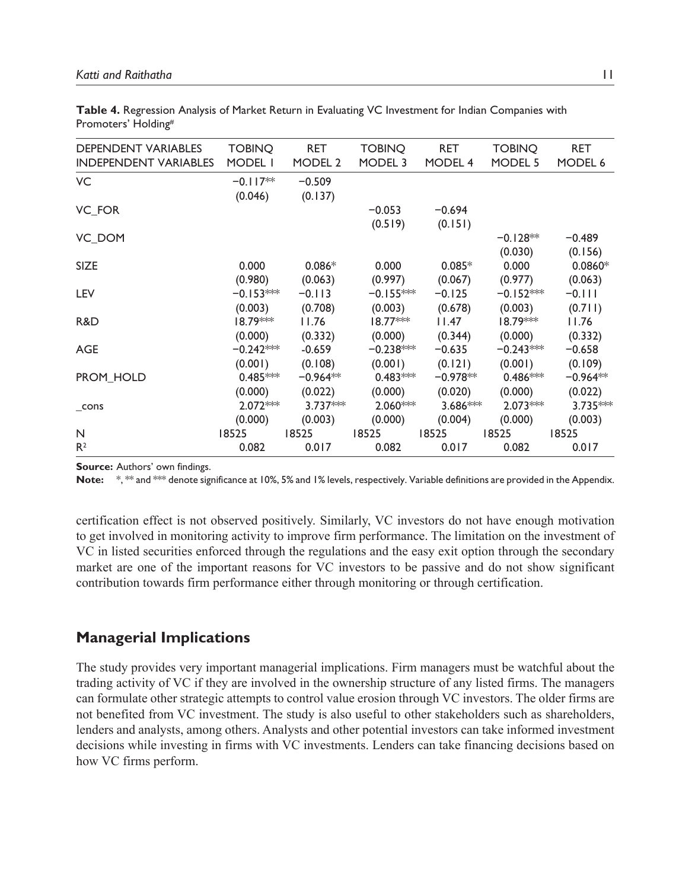**Table 4.** Regression Analysis of Market Return in Evaluating VC Investment for Indian Companies with Promoters' Holding#

| DEPENDENT VARIABLES INDEPENDENT VARIABLES | TOBINQ MODEL 1 | RET MODEL 2 | TOBINQ MODEL 3 | RET MODEL 4 | TOBINQ MODEL 5 | RET MODEL 6 |
|---|---|---|---|---|---|---|
| VC | −0.117** | −0.509 | | | | |
| | (0.046) | (0.137) | | | | |
| VC_FOR | | | −0.053 | −0.694 | | |
| | | | (0.519) | (0.151) | | |
| VC_DOM | | | | | −0.128** | −0.489 |
| | | | | | (0.030) | (0.156) |
| SIZE | 0.000 | 0.086* | 0.000 | 0.085* | 0.000 | 0.0860* |
| | (0.980) | (0.063) | (0.997) | (0.067) | (0.977) | (0.063) |
| LEV | −0.153*** | −0.113 | −0.155*** | −0.125 | −0.152*** | −0.111 |
| | (0.003) | (0.708) | (0.003) | (0.678) | (0.003) | (0.711) |
| R&D | 18.79*** | 11.76 | 18.77*** | 11.47 | 18.79*** | 11.76 |
| | (0.000) | (0.332) | (0.000) | (0.344) | (0.000) | (0.332) |
| AGE | −0.242*** | -0.659 | −0.238*** | −0.635 | −0.243*** | −0.658 |
| | (0.001) | (0.108) | (0.001) | (0.121) | (0.001) | (0.109) |
| PROM_HOLD | 0.485*** | −0.964** | 0.483*** | −0.978** | 0.486*** | −0.964** |
| | (0.000) | (0.022) | (0.000) | (0.020) | (0.000) | (0.022) |
| _cons | 2.072*** | 3.737*** | 2.060*** | 3.686*** | 2.073*** | 3.735*** |
| | (0.000) | (0.003) | (0.000) | (0.004) | (0.000) | (0.003) |
| N | 18525 | 18525 | 18525 | 18525 | 18525 | 18525 |
| $R^2$ | 0.082 | 0.017 | 0.082 | 0.017 | 0.082 | 0.017 |

**Source:** Authors' own findings.

**Note:** *, ** and *** denote significance at 10%, 5% and 1% levels, respectively. Variable definitions are provided in the Appendix.

certification effect is not observed positively. Similarly, VC investors do not have enough motivation to get involved in monitoring activity to improve firm performance. The limitation on the investment of VC in listed securities enforced through the regulations and the easy exit option through the secondary market are one of the important reasons for VC investors to be passive and do not show significant contribution towards firm performance either through monitoring or through certification.

## Managerial Implications

The study provides very important managerial implications. Firm managers must be watchful about the trading activity of VC if they are involved in the ownership structure of any listed firms. The managers can formulate other strategic attempts to control value erosion through VC investors. The older firms are not benefited from VC investment. The study is also useful to other stakeholders such as shareholders, lenders and analysts, among others. Analysts and other potential investors can take informed investment decisions while investing in firms with VC investments. Lenders can take financing decisions based on how VC firms perform.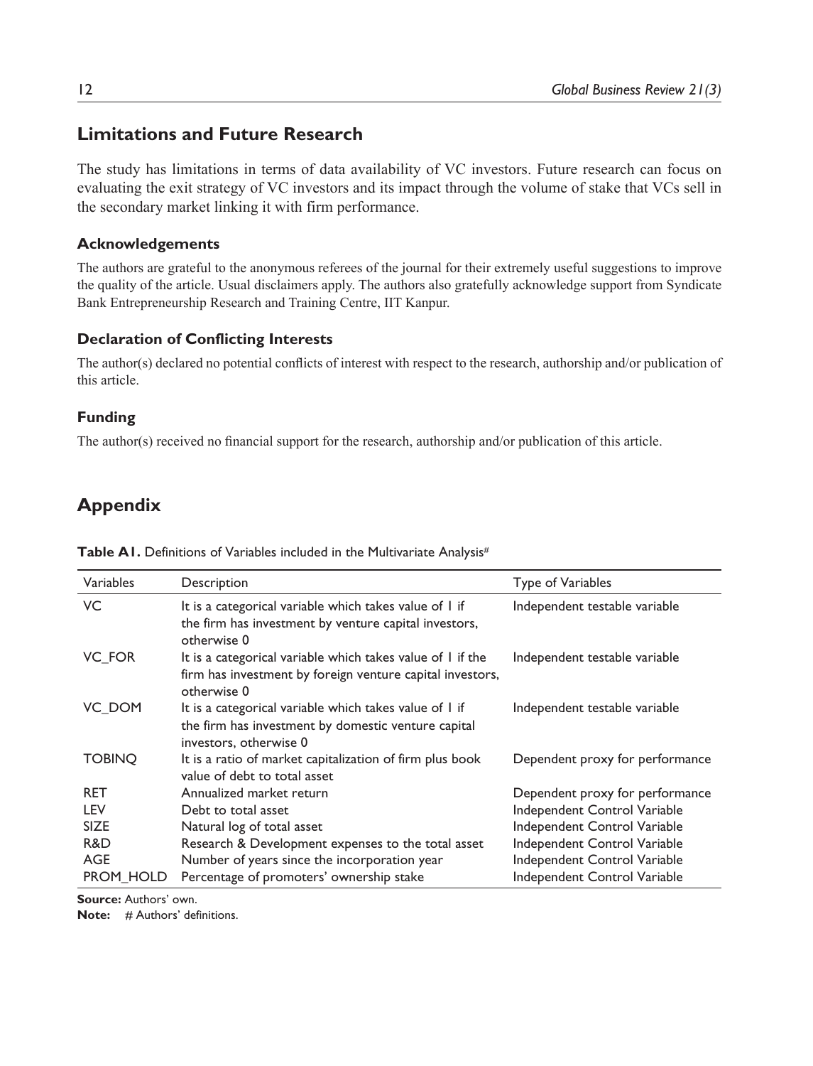## Limitations and Future Research

The study has limitations in terms of data availability of VC investors. Future research can focus on evaluating the exit strategy of VC investors and its impact through the volume of stake that VCs sell in the secondary market linking it with firm performance.

### Acknowledgements

The authors are grateful to the anonymous referees of the journal for their extremely useful suggestions to improve the quality of the article. Usual disclaimers apply. The authors also gratefully acknowledge support from Syndicate Bank Entrepreneurship Research and Training Centre, IIT Kanpur.

### Declaration of Conflicting Interests

The author(s) declared no potential conflicts of interest with respect to the research, authorship and/or publication of this article.

### Funding

The author(s) received no financial support for the research, authorship and/or publication of this article.

## Appendix

**Table A1.** Definitions of Variables included in the Multivariate Analysis#

| Variables | Description | Type of Variables |
|---|---|---|
| VC | It is a categorical variable which takes value of 1 if the firm has investment by venture capital investors, otherwise 0 | Independent testable variable |
| VC_FOR | It is a categorical variable which takes value of 1 if the firm has investment by foreign venture capital investors, otherwise 0 | Independent testable variable |
| VC_DOM | It is a categorical variable which takes value of 1 if the firm has investment by domestic venture capital investors, otherwise 0 | Independent testable variable |
| TOBINQ | It is a ratio of market capitalization of firm plus book value of debt to total asset | Dependent proxy for performance |
| RET | Annualized market return | Dependent proxy for performance |
| LEV | Debt to total asset | Independent Control Variable |
| SIZE | Natural log of total asset | Independent Control Variable |
| R&D | Research & Development expenses to the total asset | Independent Control Variable |
| AGE | Number of years since the incorporation year | Independent Control Variable |
| PROM_HOLD | Percentage of promoters' ownership stake | Independent Control Variable |

**Source:** Authors' own.

**Note:** # Authors' definitions.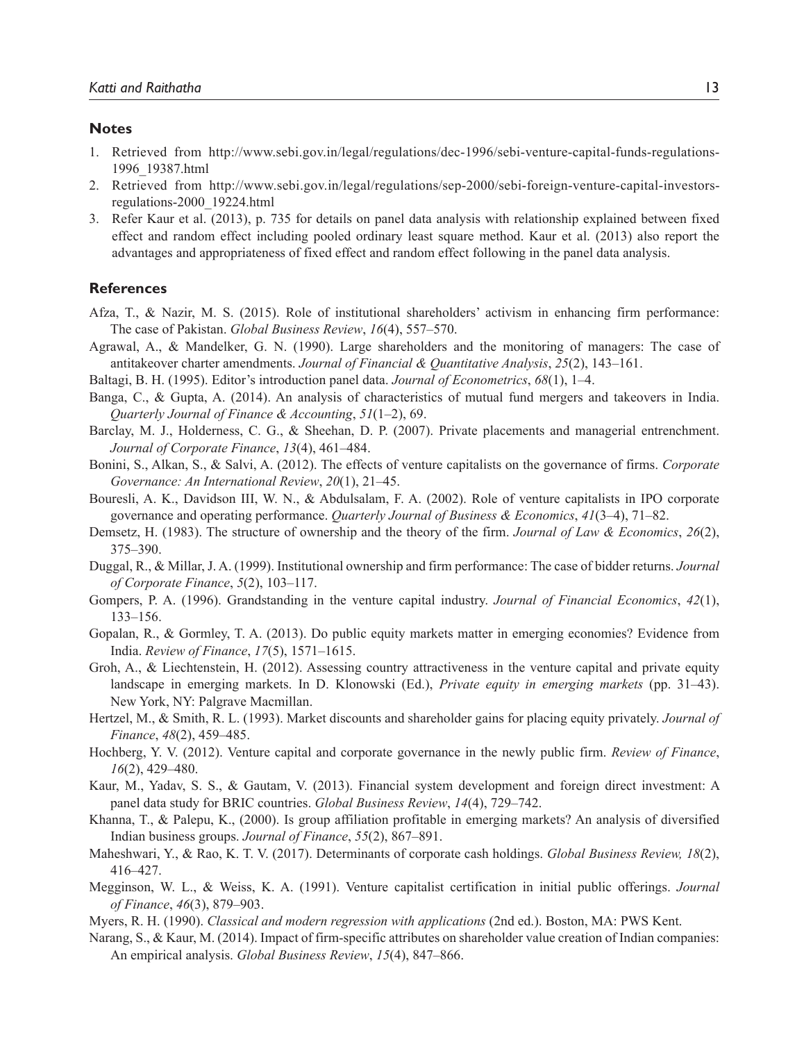## Notes

1. Retrieved from http://www.sebi.gov.in/legal/regulations/dec-1996/sebi-venture-capital-funds-regulations-1996_19387.html
2. Retrieved from http://www.sebi.gov.in/legal/regulations/sep-2000/sebi-foreign-venture-capital-investors-regulations-2000_19224.html
3. Refer Kaur et al. (2013), p. 735 for details on panel data analysis with relationship explained between fixed effect and random effect including pooled ordinary least square method. Kaur et al. (2013) also report the advantages and appropriateness of fixed effect and random effect following in the panel data analysis.

## References

Afza, T., & Nazir, M. S. (2015). Role of institutional shareholders' activism in enhancing firm performance: The case of Pakistan. *Global Business Review*, *16*(4), 557–570.

Agrawal, A., & Mandelker, G. N. (1990). Large shareholders and the monitoring of managers: The case of antitakeover charter amendments. *Journal of Financial & Quantitative Analysis*, *25*(2), 143–161.

Baltagi, B. H. (1995). Editor's introduction panel data. *Journal of Econometrics*, *68*(1), 1–4.

Banga, C., & Gupta, A. (2014). An analysis of characteristics of mutual fund mergers and takeovers in India. *Quarterly Journal of Finance & Accounting*, *51*(1–2), 69.

Barclay, M. J., Holderness, C. G., & Sheehan, D. P. (2007). Private placements and managerial entrenchment. *Journal of Corporate Finance*, *13*(4), 461–484.

Bonini, S., Alkan, S., & Salvi, A. (2012). The effects of venture capitalists on the governance of firms. *Corporate Governance: An International Review*, *20*(1), 21–45.

Bouresli, A. K., Davidson III, W. N., & Abdulsalam, F. A. (2002). Role of venture capitalists in IPO corporate governance and operating performance. *Quarterly Journal of Business & Economics*, *41*(3–4), 71–82.

Demsetz, H. (1983). The structure of ownership and the theory of the firm. *Journal of Law & Economics*, *26*(2), 375–390.

Duggal, R., & Millar, J. A. (1999). Institutional ownership and firm performance: The case of bidder returns. *Journal of Corporate Finance*, *5*(2), 103–117.

Gompers, P. A. (1996). Grandstanding in the venture capital industry. *Journal of Financial Economics*, *42*(1), 133–156.

Gopalan, R., & Gormley, T. A. (2013). Do public equity markets matter in emerging economies? Evidence from India. *Review of Finance*, *17*(5), 1571–1615.

Groh, A., & Liechtenstein, H. (2012). Assessing country attractiveness in the venture capital and private equity landscape in emerging markets. In D. Klonowski (Ed.), *Private equity in emerging markets* (pp. 31–43). New York, NY: Palgrave Macmillan.

Hertzel, M., & Smith, R. L. (1993). Market discounts and shareholder gains for placing equity privately. *Journal of Finance*, *48*(2), 459–485.

Hochberg, Y. V. (2012). Venture capital and corporate governance in the newly public firm. *Review of Finance*, *16*(2), 429–480.

Kaur, M., Yadav, S. S., & Gautam, V. (2013). Financial system development and foreign direct investment: A panel data study for BRIC countries. *Global Business Review*, *14*(4), 729–742.

Khanna, T., & Palepu, K., (2000). Is group affiliation profitable in emerging markets? An analysis of diversified Indian business groups. *Journal of Finance*, *55*(2), 867–891.

Maheshwari, Y., & Rao, K. T. V. (2017). Determinants of corporate cash holdings. *Global Business Review, 18*(2), 416–427.

Megginson, W. L., & Weiss, K. A. (1991). Venture capitalist certification in initial public offerings. *Journal of Finance*, *46*(3), 879–903.

Myers, R. H. (1990). *Classical and modern regression with applications* (2nd ed.). Boston, MA: PWS Kent.

Narang, S., & Kaur, M. (2014). Impact of firm-specific attributes on shareholder value creation of Indian companies: An empirical analysis. *Global Business Review*, *15*(4), 847–866.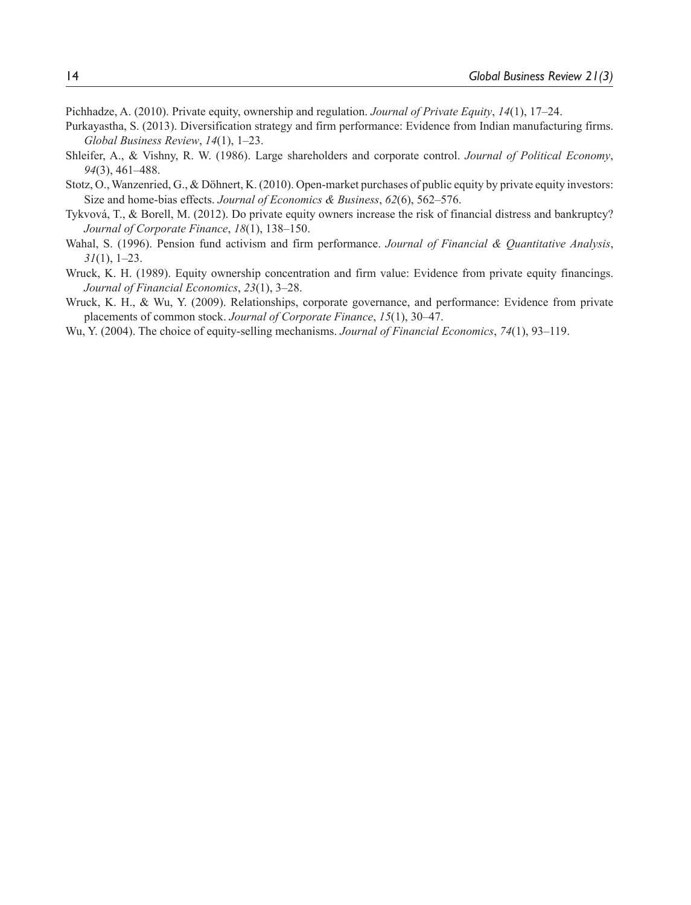Pichhadze, A. (2010). Private equity, ownership and regulation. *Journal of Private Equity*, *14*(1), 17–24.

Purkayastha, S. (2013). Diversification strategy and firm performance: Evidence from Indian manufacturing firms. *Global Business Review*, *14*(1), 1–23.

Shleifer, A., & Vishny, R. W. (1986). Large shareholders and corporate control. *Journal of Political Economy*, *94*(3), 461–488.

Stotz, O., Wanzenried, G., & Döhnert, K. (2010). Open-market purchases of public equity by private equity investors: Size and home-bias effects. *Journal of Economics & Business*, *62*(6), 562–576.

Tykvová, T., & Borell, M. (2012). Do private equity owners increase the risk of financial distress and bankruptcy? *Journal of Corporate Finance*, *18*(1), 138–150.

Wahal, S. (1996). Pension fund activism and firm performance. *Journal of Financial & Quantitative Analysis*, *31*(1), 1–23.

Wruck, K. H. (1989). Equity ownership concentration and firm value: Evidence from private equity financings. *Journal of Financial Economics*, *23*(1), 3–28.

Wruck, K. H., & Wu, Y. (2009). Relationships, corporate governance, and performance: Evidence from private placements of common stock. *Journal of Corporate Finance*, *15*(1), 30–47.

Wu, Y. (2004). The choice of equity-selling mechanisms. *Journal of Financial Economics*, *74*(1), 93–119.